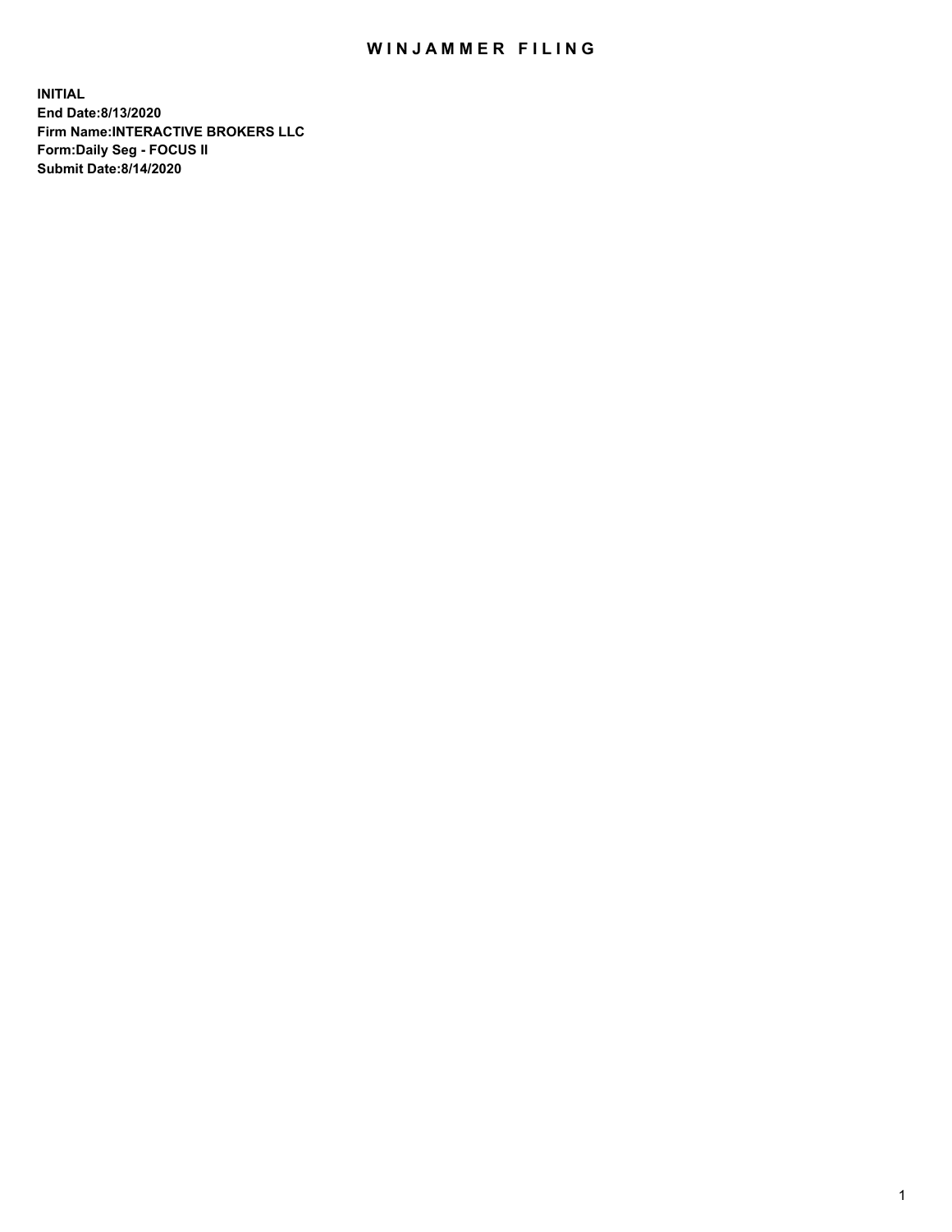# WINJAMMER FILING

**INITIAL**
**End Date:8/13/2020**
**Firm Name:INTERACTIVE BROKERS LLC**
**Form:Daily Seg - FOCUS II**
**Submit Date:8/14/2020**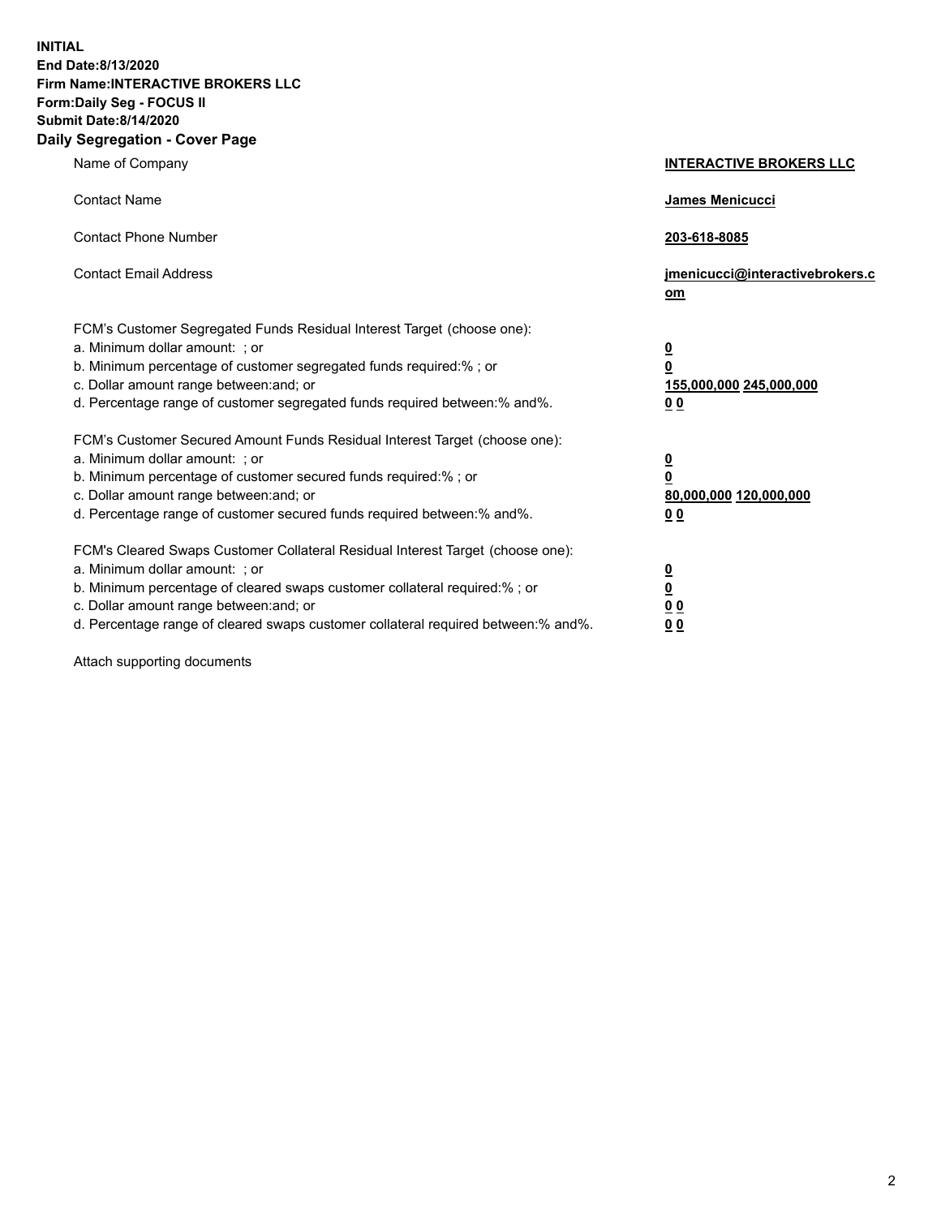**INITIAL**
**End Date:8/13/2020**
**Firm Name:INTERACTIVE BROKERS LLC**
**Form:Daily Seg - FOCUS II**
**Submit Date:8/14/2020**
**Daily Segregation - Cover Page**

| | |
|---|---|
| Name of Company | **INTERACTIVE BROKERS LLC** |
| Contact Name | **James Menicucci** |
| Contact Phone Number | **203-618-8085** |
| Contact Email Address | **jmenicucci@interactivebrokers.com** |

FCM's Customer Segregated Funds Residual Interest Target (choose one):

| | |
|---|---|
| a. Minimum dollar amount: ; or | **0** |
| b. Minimum percentage of customer segregated funds required:% ; or | **0** |
| c. Dollar amount range between:and; or | **155,000,000 245,000,000** |
| d. Percentage range of customer segregated funds required between:% and%. | **0 0** |

FCM's Customer Secured Amount Funds Residual Interest Target (choose one):

| | |
|---|---|
| a. Minimum dollar amount: ; or | **0** |
| b. Minimum percentage of customer secured funds required:% ; or | **0** |
| c. Dollar amount range between:and; or | **80,000,000 120,000,000** |
| d. Percentage range of customer secured funds required between:% and%. | **0 0** |

FCM's Cleared Swaps Customer Collateral Residual Interest Target (choose one):

| | |
|---|---|
| a. Minimum dollar amount: ; or | **0** |
| b. Minimum percentage of cleared swaps customer collateral required:% ; or | **0** |
| c. Dollar amount range between:and; or | **0 0** |
| d. Percentage range of cleared swaps customer collateral required between:% and%. | **0 0** |

Attach supporting documents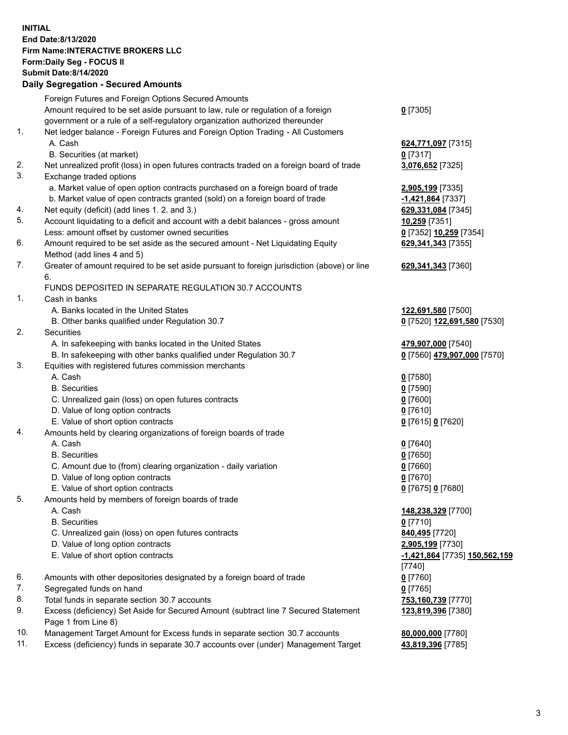**INITIAL**
**End Date:8/13/2020**
**Firm Name:INTERACTIVE BROKERS LLC**
**Form:Daily Seg - FOCUS II**
**Submit Date:8/14/2020**

## Daily Segregation - Secured Amounts

| | | |
|---|---|---|
| | Foreign Futures and Foreign Options Secured Amounts | |
| | Amount required to be set aside pursuant to law, rule or regulation of a foreign government or a rule of a self-regulatory organization authorized thereunder | **0** [7305] |
| 1. | Net ledger balance - Foreign Futures and Foreign Option Trading - All Customers | |
| | A. Cash | **624,771,097** [7315] |
| | B. Securities (at market) | **0** [7317] |
| 2. | Net unrealized profit (loss) in open futures contracts traded on a foreign board of trade | **3,076,652** [7325] |
| 3. | Exchange traded options | |
| | a. Market value of open option contracts purchased on a foreign board of trade | **2,905,199** [7335] |
| | b. Market value of open contracts granted (sold) on a foreign board of trade | **-1,421,864** [7337] |
| 4. | Net equity (deficit) (add lines 1. 2. and 3.) | **629,331,084** [7345] |
| 5. | Account liquidating to a deficit and account with a debit balances - gross amount | **10,259** [7351] |
| | Less: amount offset by customer owned securities | **0** [7352] **10,259** [7354] |
| 6. | Amount required to be set aside as the secured amount - Net Liquidating Equity Method (add lines 4 and 5) | **629,341,343** [7355] |
| 7. | Greater of amount required to be set aside pursuant to foreign jurisdiction (above) or line 6. | **629,341,343** [7360] |
| | FUNDS DEPOSITED IN SEPARATE REGULATION 30.7 ACCOUNTS | |
| 1. | Cash in banks | |
| | A. Banks located in the United States | **122,691,580** [7500] |
| | B. Other banks qualified under Regulation 30.7 | **0** [7520] **122,691,580** [7530] |
| 2. | Securities | |
| | A. In safekeeping with banks located in the United States | **479,907,000** [7540] |
| | B. In safekeeping with other banks qualified under Regulation 30.7 | **0** [7560] **479,907,000** [7570] |
| 3. | Equities with registered futures commission merchants | |
| | A. Cash | **0** [7580] |
| | B. Securities | **0** [7590] |
| | C. Unrealized gain (loss) on open futures contracts | **0** [7600] |
| | D. Value of long option contracts | **0** [7610] |
| | E. Value of short option contracts | **0** [7615] **0** [7620] |
| 4. | Amounts held by clearing organizations of foreign boards of trade | |
| | A. Cash | **0** [7640] |
| | B. Securities | **0** [7650] |
| | C. Amount due to (from) clearing organization - daily variation | **0** [7660] |
| | D. Value of long option contracts | **0** [7670] |
| | E. Value of short option contracts | **0** [7675] **0** [7680] |
| 5. | Amounts held by members of foreign boards of trade | |
| | A. Cash | **148,238,329** [7700] |
| | B. Securities | **0** [7710] |
| | C. Unrealized gain (loss) on open futures contracts | **840,495** [7720] |
| | D. Value of long option contracts | **2,905,199** [7730] |
| | E. Value of short option contracts | **-1,421,864** [7735] **150,562,159** [7740] |
| 6. | Amounts with other depositories designated by a foreign board of trade | **0** [7760] |
| 7. | Segregated funds on hand | **0** [7765] |
| 8. | Total funds in separate section 30.7 accounts | **753,160,739** [7770] |
| 9. | Excess (deficiency) Set Aside for Secured Amount (subtract line 7 Secured Statement Page 1 from Line 8) | **123,819,396** [7380] |
| 10. | Management Target Amount for Excess funds in separate section 30.7 accounts | **80,000,000** [7780] |
| 11. | Excess (deficiency) funds in separate 30.7 accounts over (under) Management Target | **43,819,396** [7785] |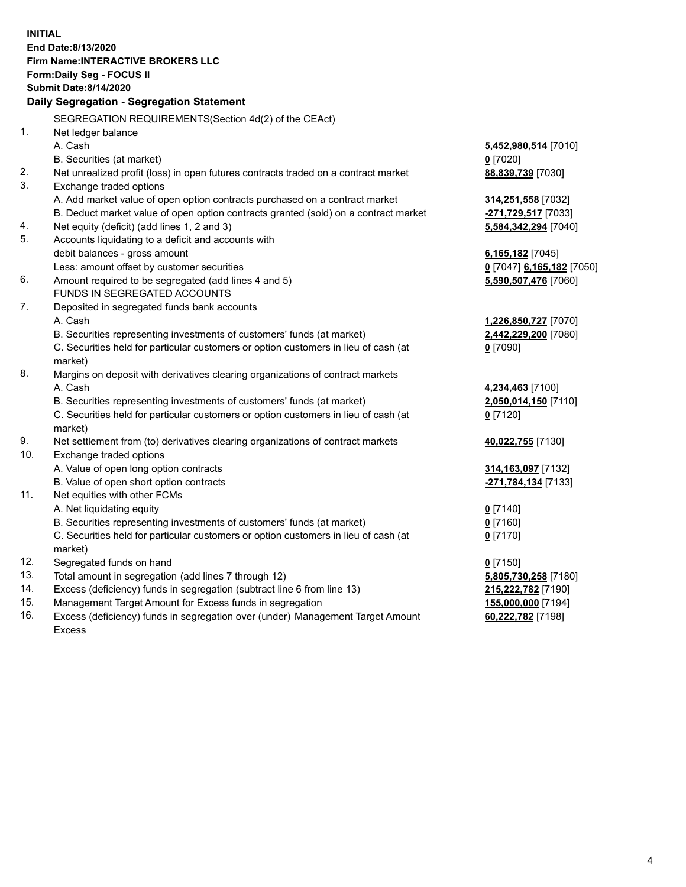**INITIAL**
**End Date:8/13/2020**
**Firm Name:INTERACTIVE BROKERS LLC**
**Form:Daily Seg - FOCUS II**
**Submit Date:8/14/2020**

**Daily Segregation - Segregation Statement**

SEGREGATION REQUIREMENTS(Section 4d(2) of the CEAct)

| | | |
|---|---|---|
| 1. | Net ledger balance | |
| | A. Cash | **5,452,980,514** [7010] |
| | B. Securities (at market) | **0** [7020] |
| 2. | Net unrealized profit (loss) in open futures contracts traded on a contract market | **88,839,739** [7030] |
| 3. | Exchange traded options | |
| | A. Add market value of open option contracts purchased on a contract market | **314,251,558** [7032] |
| | B. Deduct market value of open option contracts granted (sold) on a contract market | **-271,729,517** [7033] |
| 4. | Net equity (deficit) (add lines 1, 2 and 3) | **5,584,342,294** [7040] |
| 5. | Accounts liquidating to a deficit and accounts with | |
| | debit balances - gross amount | **6,165,182** [7045] |
| | Less: amount offset by customer securities | **0** [7047] **6,165,182** [7050] |
| 6. | Amount required to be segregated (add lines 4 and 5) | **5,590,507,476** [7060] |
| | FUNDS IN SEGREGATED ACCOUNTS | |
| 7. | Deposited in segregated funds bank accounts | |
| | A. Cash | **1,226,850,727** [7070] |
| | B. Securities representing investments of customers' funds (at market) | **2,442,229,200** [7080] |
| | C. Securities held for particular customers or option customers in lieu of cash (at market) | **0** [7090] |
| 8. | Margins on deposit with derivatives clearing organizations of contract markets | |
| | A. Cash | **4,234,463** [7100] |
| | B. Securities representing investments of customers' funds (at market) | **2,050,014,150** [7110] |
| | C. Securities held for particular customers or option customers in lieu of cash (at market) | **0** [7120] |
| 9. | Net settlement from (to) derivatives clearing organizations of contract markets | **40,022,755** [7130] |
| 10. | Exchange traded options | |
| | A. Value of open long option contracts | **314,163,097** [7132] |
| | B. Value of open short option contracts | **-271,784,134** [7133] |
| 11. | Net equities with other FCMs | |
| | A. Net liquidating equity | **0** [7140] |
| | B. Securities representing investments of customers' funds (at market) | **0** [7160] |
| | C. Securities held for particular customers or option customers in lieu of cash (at market) | **0** [7170] |
| 12. | Segregated funds on hand | **0** [7150] |
| 13. | Total amount in segregation (add lines 7 through 12) | **5,805,730,258** [7180] |
| 14. | Excess (deficiency) funds in segregation (subtract line 6 from line 13) | **215,222,782** [7190] |
| 15. | Management Target Amount for Excess funds in segregation | **155,000,000** [7194] |
| 16. | Excess (deficiency) funds in segregation over (under) Management Target Amount Excess | **60,222,782** [7198] |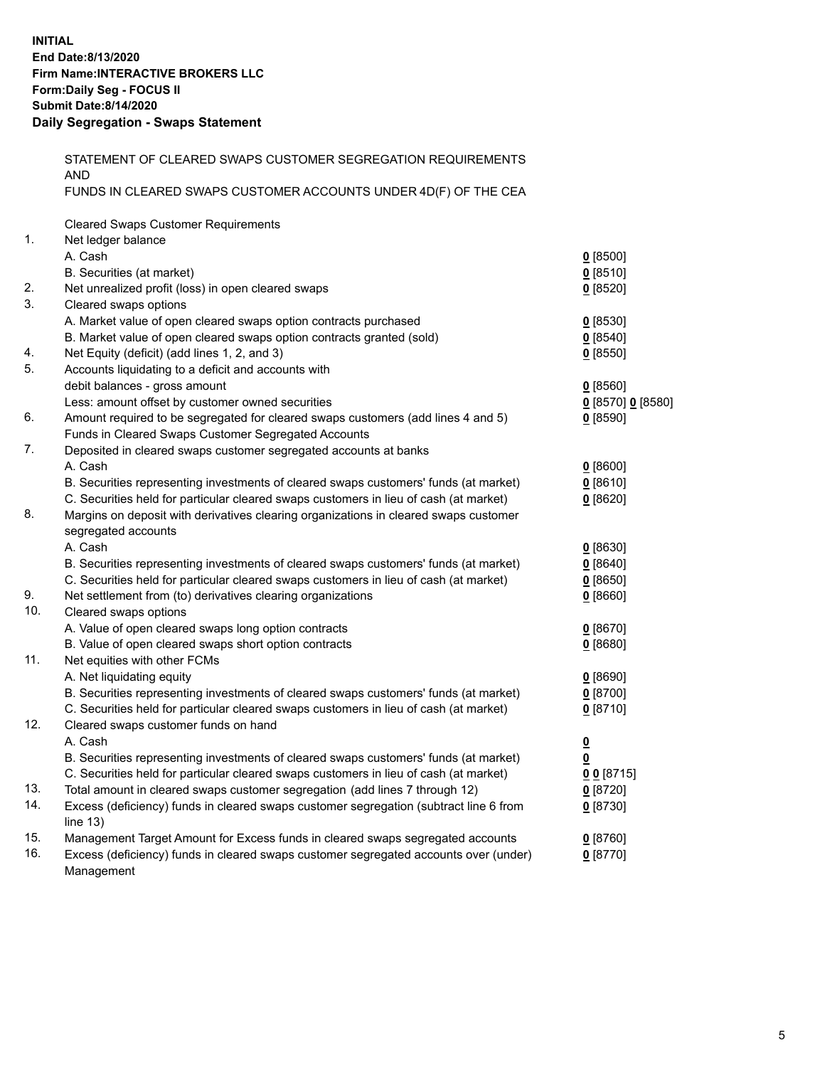**INITIAL**
**End Date:8/13/2020**
**Firm Name:INTERACTIVE BROKERS LLC**
**Form:Daily Seg - FOCUS II**
**Submit Date:8/14/2020**
**Daily Segregation - Swaps Statement**

STATEMENT OF CLEARED SWAPS CUSTOMER SEGREGATION REQUIREMENTS AND FUNDS IN CLEARED SWAPS CUSTOMER ACCOUNTS UNDER 4D(F) OF THE CEA

| | | |
|---|---|---|
| | Cleared Swaps Customer Requirements | |
| 1. | Net ledger balance | |
| | A. Cash | 0 [8500] |
| | B. Securities (at market) | 0 [8510] |
| 2. | Net unrealized profit (loss) in open cleared swaps | 0 [8520] |
| 3. | Cleared swaps options | |
| | A. Market value of open cleared swaps option contracts purchased | 0 [8530] |
| | B. Market value of open cleared swaps option contracts granted (sold) | 0 [8540] |
| 4. | Net Equity (deficit) (add lines 1, 2, and 3) | 0 [8550] |
| 5. | Accounts liquidating to a deficit and accounts with | |
| | debit balances - gross amount | 0 [8560] |
| | Less: amount offset by customer owned securities | 0 [8570] 0 [8580] |
| 6. | Amount required to be segregated for cleared swaps customers (add lines 4 and 5) | 0 [8590] |
| | Funds in Cleared Swaps Customer Segregated Accounts | |
| 7. | Deposited in cleared swaps customer segregated accounts at banks | |
| | A. Cash | 0 [8600] |
| | B. Securities representing investments of cleared swaps customers' funds (at market) | 0 [8610] |
| | C. Securities held for particular cleared swaps customers in lieu of cash (at market) | 0 [8620] |
| 8. | Margins on deposit with derivatives clearing organizations in cleared swaps customer segregated accounts | |
| | A. Cash | 0 [8630] |
| | B. Securities representing investments of cleared swaps customers' funds (at market) | 0 [8640] |
| | C. Securities held for particular cleared swaps customers in lieu of cash (at market) | 0 [8650] |
| 9. | Net settlement from (to) derivatives clearing organizations | 0 [8660] |
| 10. | Cleared swaps options | |
| | A. Value of open cleared swaps long option contracts | 0 [8670] |
| | B. Value of open cleared swaps short option contracts | 0 [8680] |
| 11. | Net equities with other FCMs | |
| | A. Net liquidating equity | 0 [8690] |
| | B. Securities representing investments of cleared swaps customers' funds (at market) | 0 [8700] |
| | C. Securities held for particular cleared swaps customers in lieu of cash (at market) | 0 [8710] |
| 12. | Cleared swaps customer funds on hand | |
| | A. Cash | 0 |
| | B. Securities representing investments of cleared swaps customers' funds (at market) | 0 |
| | C. Securities held for particular cleared swaps customers in lieu of cash (at market) | 0 0 [8715] |
| 13. | Total amount in cleared swaps customer segregation (add lines 7 through 12) | 0 [8720] |
| 14. | Excess (deficiency) funds in cleared swaps customer segregation (subtract line 6 from line 13) | 0 [8730] |
| 15. | Management Target Amount for Excess funds in cleared swaps segregated accounts | 0 [8760] |
| 16. | Excess (deficiency) funds in cleared swaps customer segregated accounts over (under) Management | 0 [8770] |